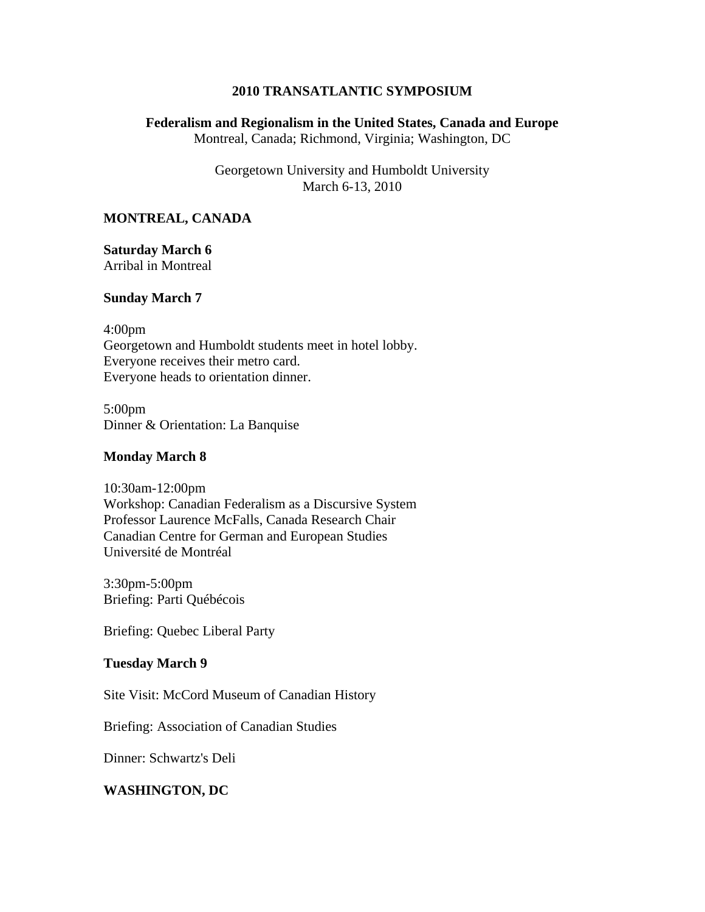# 2010 TRANSATLANTIC SYMPOSIUM

**Federalism and Regionalism in the United States, Canada and Europe**
Montreal, Canada; Richmond, Virginia; Washington, DC

Georgetown University and Humboldt University
March 6-13, 2010

## MONTREAL, CANADA

**Saturday March 6**
Arribal in Montreal

**Sunday March 7**

4:00pm
Georgetown and Humboldt students meet in hotel lobby.
Everyone receives their metro card.
Everyone heads to orientation dinner.

5:00pm
Dinner & Orientation: La Banquise

**Monday March 8**

10:30am-12:00pm
Workshop: Canadian Federalism as a Discursive System
Professor Laurence McFalls, Canada Research Chair
Canadian Centre for German and European Studies
Université de Montréal

3:30pm-5:00pm
Briefing: Parti Québécois

Briefing: Quebec Liberal Party

**Tuesday March 9**

Site Visit: McCord Museum of Canadian History

Briefing: Association of Canadian Studies

Dinner: Schwartz's Deli

## WASHINGTON, DC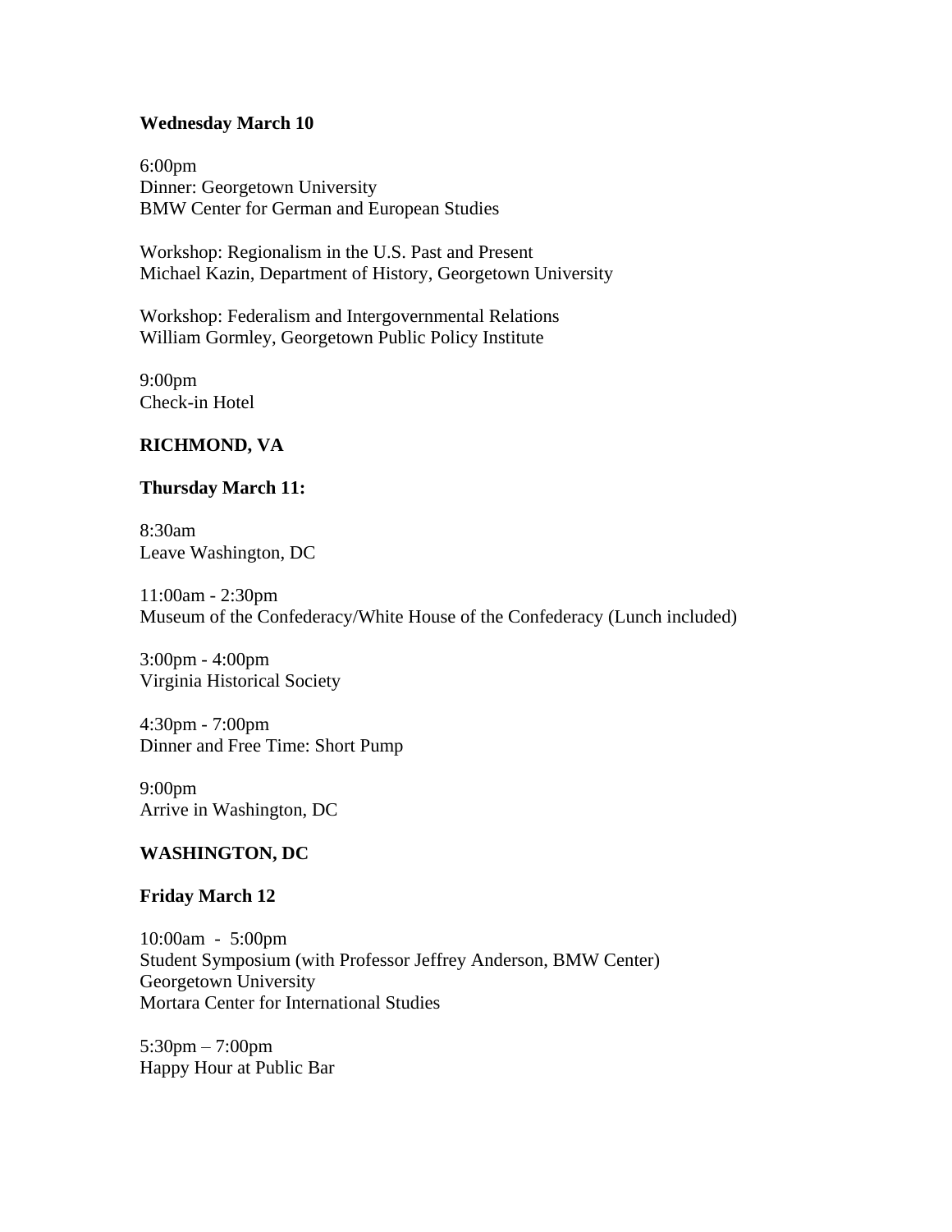**Wednesday March 10**

6:00pm
Dinner: Georgetown University
BMW Center for German and European Studies

Workshop: Regionalism in the U.S. Past and Present
Michael Kazin, Department of History, Georgetown University

Workshop: Federalism and Intergovernmental Relations
William Gormley, Georgetown Public Policy Institute

9:00pm
Check-in Hotel

**RICHMOND, VA**

**Thursday March 11:**

8:30am
Leave Washington, DC

11:00am - 2:30pm
Museum of the Confederacy/White House of the Confederacy (Lunch included)

3:00pm - 4:00pm
Virginia Historical Society

4:30pm - 7:00pm
Dinner and Free Time: Short Pump

9:00pm
Arrive in Washington, DC

**WASHINGTON, DC**

**Friday March 12**

10:00am - 5:00pm
Student Symposium (with Professor Jeffrey Anderson, BMW Center)
Georgetown University
Mortara Center for International Studies

5:30pm – 7:00pm
Happy Hour at Public Bar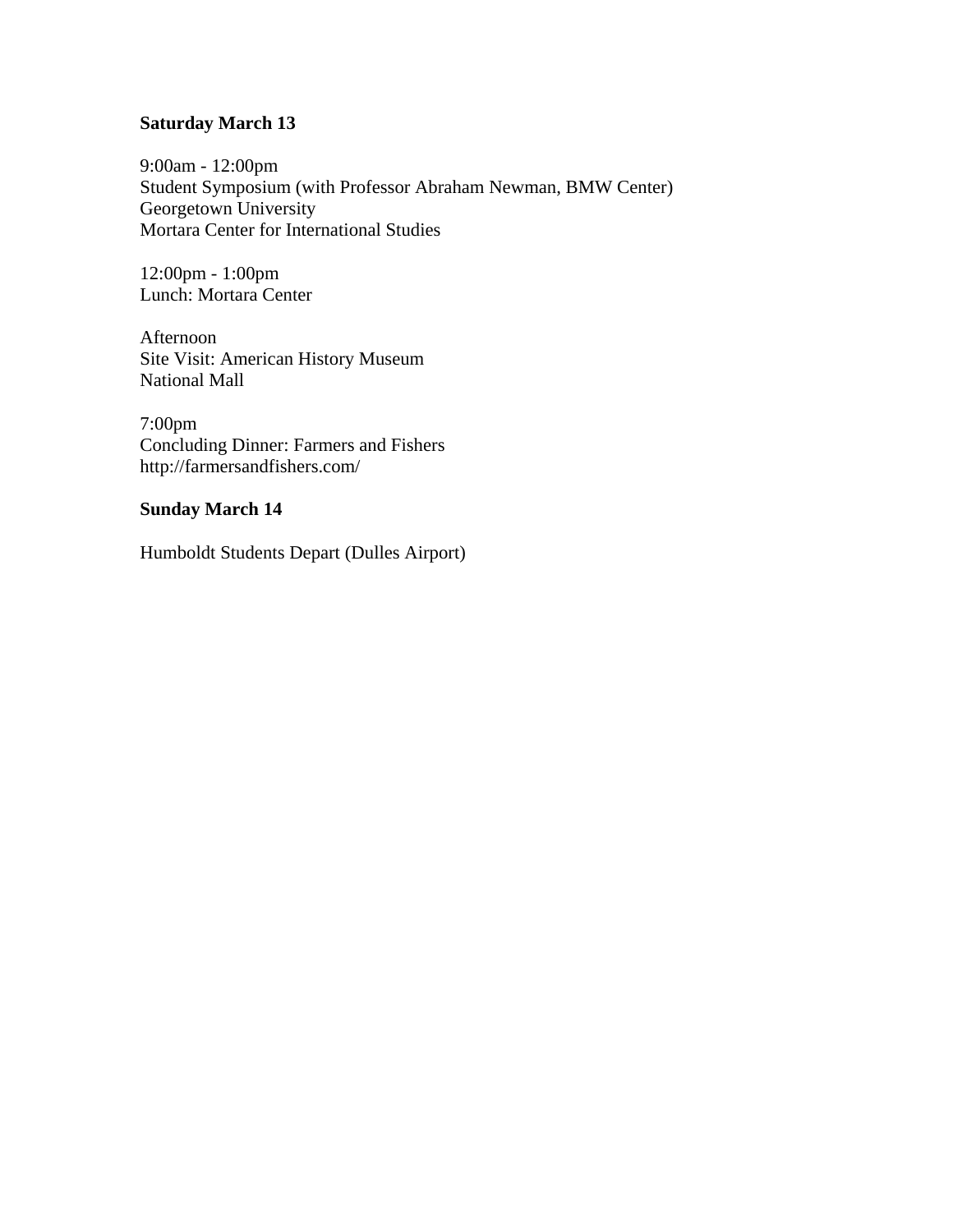**Saturday March 13**

9:00am - 12:00pm
Student Symposium (with Professor Abraham Newman, BMW Center)
Georgetown University
Mortara Center for International Studies

12:00pm - 1:00pm
Lunch: Mortara Center

Afternoon
Site Visit: American History Museum
National Mall

7:00pm
Concluding Dinner: Farmers and Fishers
http://farmersandfishers.com/

**Sunday March 14**

Humboldt Students Depart (Dulles Airport)